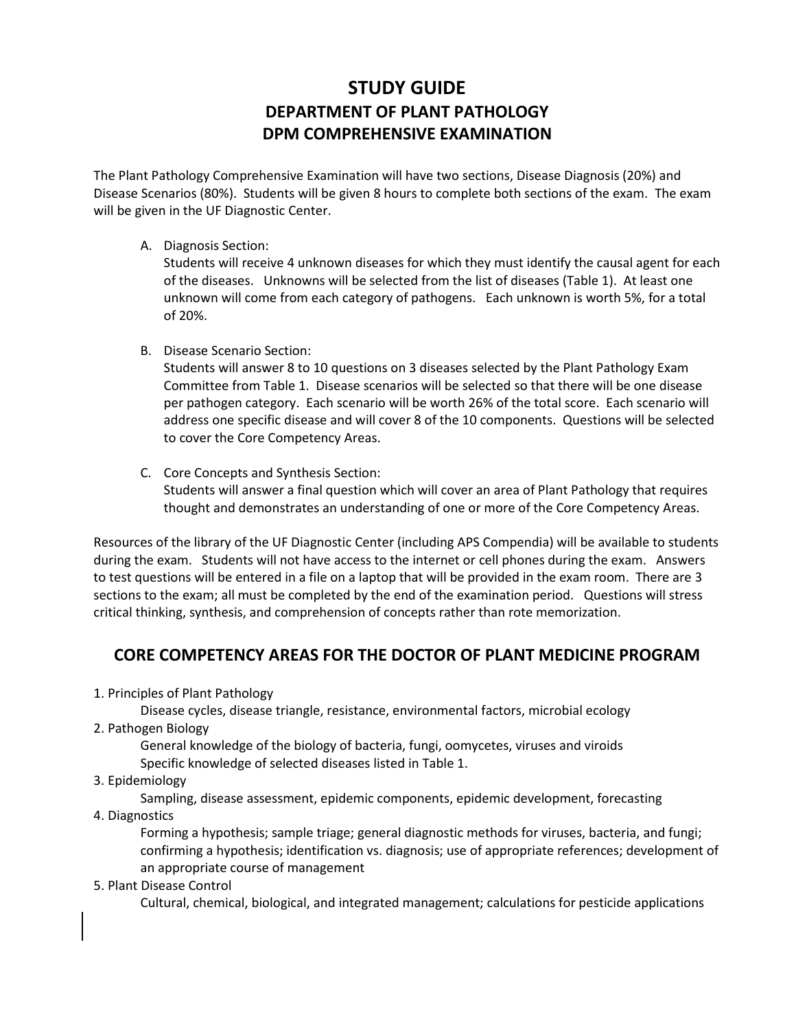# STUDY GUIDE

## DEPARTMENT OF PLANT PATHOLOGY

## DPM COMPREHENSIVE EXAMINATION

The Plant Pathology Comprehensive Examination will have two sections, Disease Diagnosis (20%) and Disease Scenarios (80%). Students will be given 8 hours to complete both sections of the exam. The exam will be given in the UF Diagnostic Center.

A. Diagnosis Section:
   Students will receive 4 unknown diseases for which they must identify the causal agent for each of the diseases. Unknowns will be selected from the list of diseases (Table 1). At least one unknown will come from each category of pathogens. Each unknown is worth 5%, for a total of 20%.

B. Disease Scenario Section:
   Students will answer 8 to 10 questions on 3 diseases selected by the Plant Pathology Exam Committee from Table 1. Disease scenarios will be selected so that there will be one disease per pathogen category. Each scenario will be worth 26% of the total score. Each scenario will address one specific disease and will cover 8 of the 10 components. Questions will be selected to cover the Core Competency Areas.

C. Core Concepts and Synthesis Section:
   Students will answer a final question which will cover an area of Plant Pathology that requires thought and demonstrates an understanding of one or more of the Core Competency Areas.

Resources of the library of the UF Diagnostic Center (including APS Compendia) will be available to students during the exam. Students will not have access to the internet or cell phones during the exam. Answers to test questions will be entered in a file on a laptop that will be provided in the exam room. There are 3 sections to the exam; all must be completed by the end of the examination period. Questions will stress critical thinking, synthesis, and comprehension of concepts rather than rote memorization.

## CORE COMPETENCY AREAS FOR THE DOCTOR OF PLANT MEDICINE PROGRAM

1. Principles of Plant Pathology
   Disease cycles, disease triangle, resistance, environmental factors, microbial ecology
2. Pathogen Biology
   General knowledge of the biology of bacteria, fungi, oomycetes, viruses and viroids
   Specific knowledge of selected diseases listed in Table 1.
3. Epidemiology
   Sampling, disease assessment, epidemic components, epidemic development, forecasting
4. Diagnostics
   Forming a hypothesis; sample triage; general diagnostic methods for viruses, bacteria, and fungi; confirming a hypothesis; identification vs. diagnosis; use of appropriate references; development of an appropriate course of management
5. Plant Disease Control
   Cultural, chemical, biological, and integrated management; calculations for pesticide applications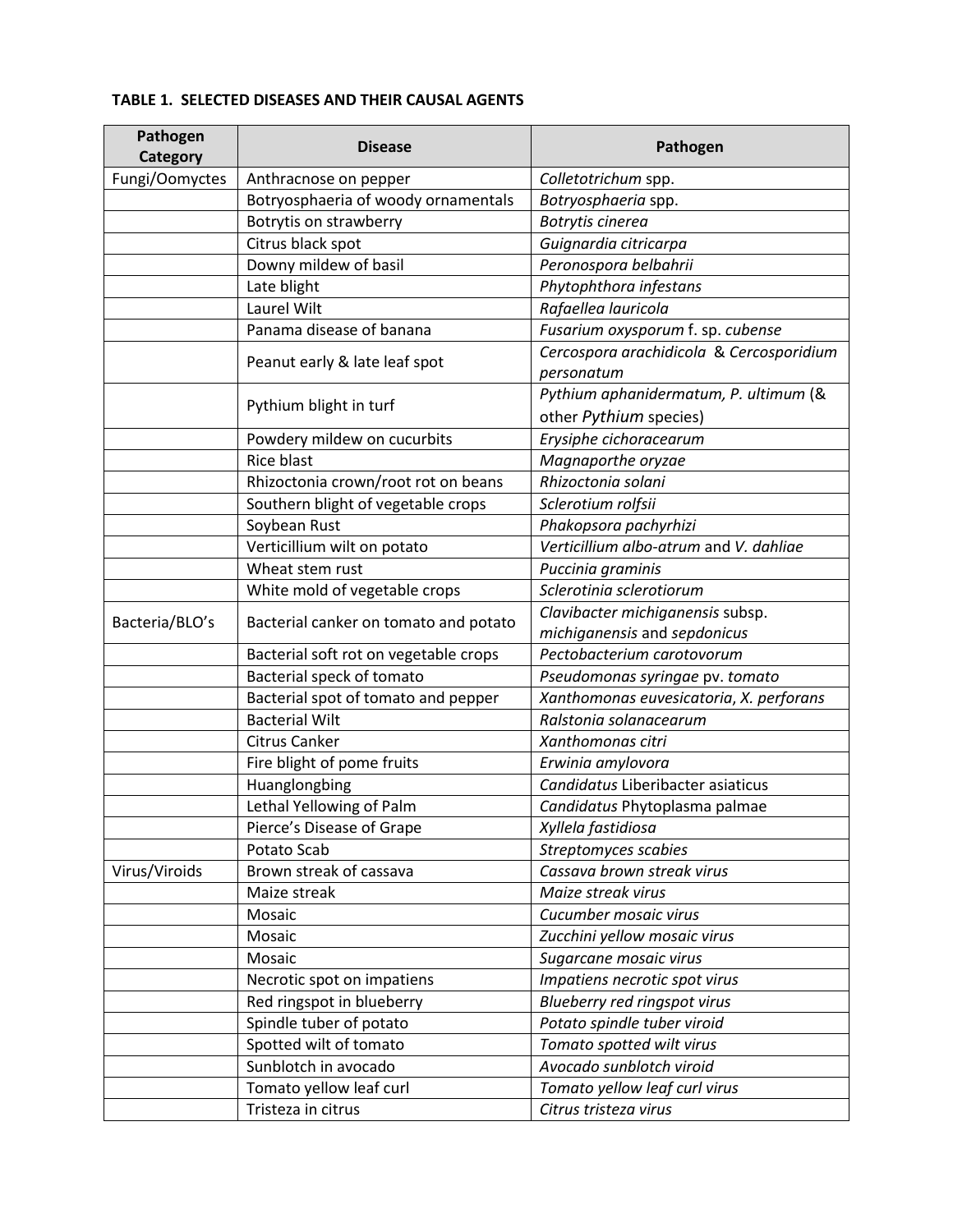**TABLE 1. SELECTED DISEASES AND THEIR CAUSAL AGENTS**

| Pathogen Category | Disease | Pathogen |
|---|---|---|
| Fungi/Oomyctes | Anthracnose on pepper | *Colletotrichum* spp. |
| | Botryosphaeria of woody ornamentals | *Botryosphaeria* spp. |
| | Botrytis on strawberry | *Botrytis cinerea* |
| | Citrus black spot | *Guignardia citricarpa* |
| | Downy mildew of basil | *Peronospora belbahrii* |
| | Late blight | *Phytophthora infestans* |
| | Laurel Wilt | *Rafaellea lauricola* |
| | Panama disease of banana | *Fusarium oxysporum* f. sp. *cubense* |
| | Peanut early & late leaf spot | *Cercospora arachidicola* & *Cercosporidium personatum* |
| | Pythium blight in turf | *Pythium aphanidermatum, P. ultimum* (& other *Pythium* species) |
| | Powdery mildew on cucurbits | *Erysiphe cichoracearum* |
| | Rice blast | *Magnaporthe oryzae* |
| | Rhizoctonia crown/root rot on beans | *Rhizoctonia solani* |
| | Southern blight of vegetable crops | *Sclerotium rolfsii* |
| | Soybean Rust | *Phakopsora pachyrhizi* |
| | Verticillium wilt on potato | *Verticillium albo-atrum* and *V. dahliae* |
| | Wheat stem rust | *Puccinia graminis* |
| | White mold of vegetable crops | *Sclerotinia sclerotiorum* |
| Bacteria/BLO's | Bacterial canker on tomato and potato | *Clavibacter michiganensis* subsp. *michiganensis* and *sepdonicus* |
| | Bacterial soft rot on vegetable crops | *Pectobacterium carotovorum* |
| | Bacterial speck of tomato | *Pseudomonas syringae* pv. *tomato* |
| | Bacterial spot of tomato and pepper | *Xanthomonas euvesicatoria, X. perforans* |
| | Bacterial Wilt | *Ralstonia solanacearum* |
| | Citrus Canker | *Xanthomonas citri* |
| | Fire blight of pome fruits | *Erwinia amylovora* |
| | Huanglongbing | *Candidatus* Liberibacter asiaticus |
| | Lethal Yellowing of Palm | *Candidatus* Phytoplasma palmae |
| | Pierce's Disease of Grape | *Xyllela fastidiosa* |
| | Potato Scab | *Streptomyces scabies* |
| Virus/Viroids | Brown streak of cassava | *Cassava brown streak virus* |
| | Maize streak | *Maize streak virus* |
| | Mosaic | *Cucumber mosaic virus* |
| | Mosaic | *Zucchini yellow mosaic virus* |
| | Mosaic | *Sugarcane mosaic virus* |
| | Necrotic spot on impatiens | *Impatiens necrotic spot virus* |
| | Red ringspot in blueberry | *Blueberry red ringspot virus* |
| | Spindle tuber of potato | *Potato spindle tuber viroid* |
| | Spotted wilt of tomato | *Tomato spotted wilt virus* |
| | Sunblotch in avocado | *Avocado sunblotch viroid* |
| | Tomato yellow leaf curl | *Tomato yellow leaf curl virus* |
| | Tristeza in citrus | *Citrus tristeza virus* |